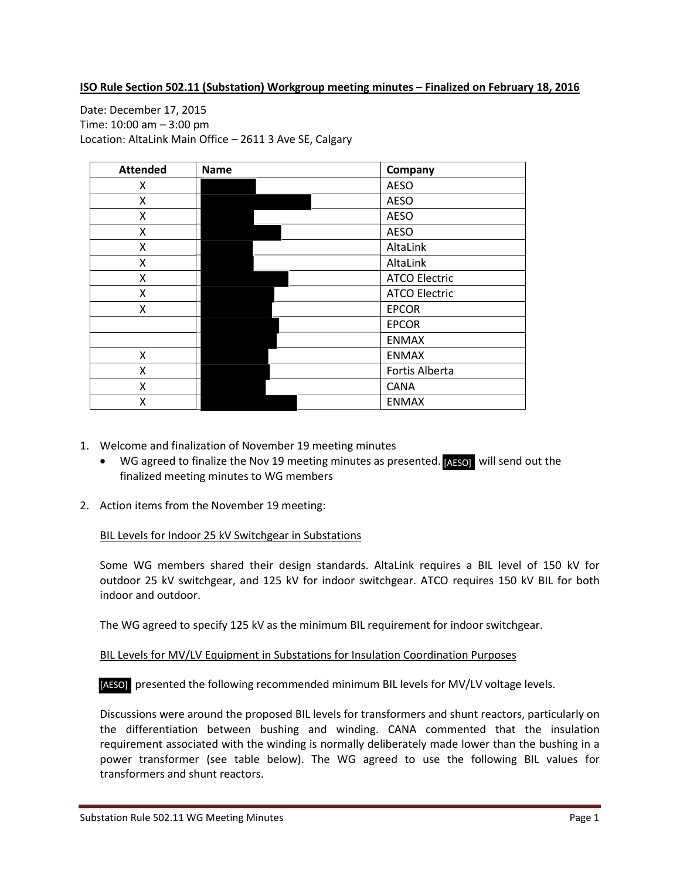**ISO Rule Section 502.11 (Substation) Workgroup meeting minutes – Finalized on February 18, 2016**

Date: December 17, 2015
Time: 10:00 am – 3:00 pm
Location: AltaLink Main Office – 2611 3 Ave SE, Calgary

| Attended | Name | Company |
|---|---|---|
| X | | AESO |
| X | | AESO |
| X | | AESO |
| X | | AESO |
| X | | AltaLink |
| X | | AltaLink |
| X | | ATCO Electric |
| X | | ATCO Electric |
| X | | EPCOR |
| | | EPCOR |
| | | ENMAX |
| X | | ENMAX |
| X | | Fortis Alberta |
| X | | CANA |
| X | | ENMAX |

1. Welcome and finalization of November 19 meeting minutes
   - WG agreed to finalize the Nov 19 meeting minutes as presented. [AESO] will send out the finalized meeting minutes to WG members

2. Action items from the November 19 meeting:

   BIL Levels for Indoor 25 kV Switchgear in Substations

   Some WG members shared their design standards. AltaLink requires a BIL level of 150 kV for outdoor 25 kV switchgear, and 125 kV for indoor switchgear. ATCO requires 150 kV BIL for both indoor and outdoor.

   The WG agreed to specify 125 kV as the minimum BIL requirement for indoor switchgear.

   BIL Levels for MV/LV Equipment in Substations for Insulation Coordination Purposes

   [AESO] presented the following recommended minimum BIL levels for MV/LV voltage levels.

   Discussions were around the proposed BIL levels for transformers and shunt reactors, particularly on the differentiation between bushing and winding. CANA commented that the insulation requirement associated with the winding is normally deliberately made lower than the bushing in a power transformer (see table below). The WG agreed to use the following BIL values for transformers and shunt reactors.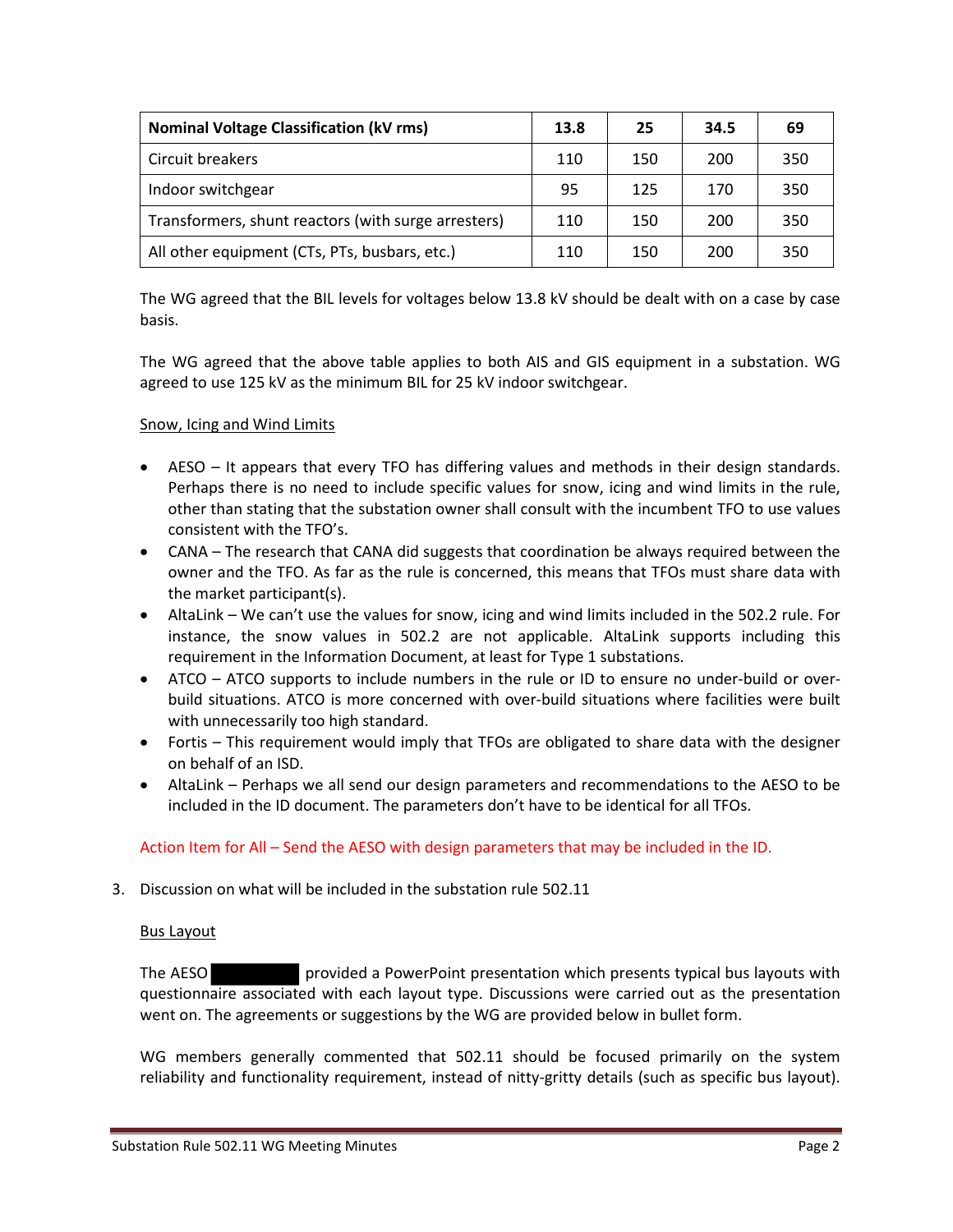| Nominal Voltage Classification (kV rms) | 13.8 | 25 | 34.5 | 69 |
|---|---|---|---|---|
| Circuit breakers | 110 | 150 | 200 | 350 |
| Indoor switchgear | 95 | 125 | 170 | 350 |
| Transformers, shunt reactors (with surge arresters) | 110 | 150 | 200 | 350 |
| All other equipment (CTs, PTs, busbars, etc.) | 110 | 150 | 200 | 350 |

The WG agreed that the BIL levels for voltages below 13.8 kV should be dealt with on a case by case basis.

The WG agreed that the above table applies to both AIS and GIS equipment in a substation. WG agreed to use 125 kV as the minimum BIL for 25 kV indoor switchgear.

Snow, Icing and Wind Limits

- AESO – It appears that every TFO has differing values and methods in their design standards. Perhaps there is no need to include specific values for snow, icing and wind limits in the rule, other than stating that the substation owner shall consult with the incumbent TFO to use values consistent with the TFO's.
- CANA – The research that CANA did suggests that coordination be always required between the owner and the TFO. As far as the rule is concerned, this means that TFOs must share data with the market participant(s).
- AltaLink – We can't use the values for snow, icing and wind limits included in the 502.2 rule. For instance, the snow values in 502.2 are not applicable. AltaLink supports including this requirement in the Information Document, at least for Type 1 substations.
- ATCO – ATCO supports to include numbers in the rule or ID to ensure no under-build or over-build situations. ATCO is more concerned with over-build situations where facilities were built with unnecessarily too high standard.
- Fortis – This requirement would imply that TFOs are obligated to share data with the designer on behalf of an ISD.
- AltaLink – Perhaps we all send our design parameters and recommendations to the AESO to be included in the ID document. The parameters don't have to be identical for all TFOs.

Action Item for All – Send the AESO with design parameters that may be included in the ID.

3. Discussion on what will be included in the substation rule 502.11

Bus Layout

The AESO [redacted] provided a PowerPoint presentation which presents typical bus layouts with questionnaire associated with each layout type. Discussions were carried out as the presentation went on. The agreements or suggestions by the WG are provided below in bullet form.

WG members generally commented that 502.11 should be focused primarily on the system reliability and functionality requirement, instead of nitty-gritty details (such as specific bus layout).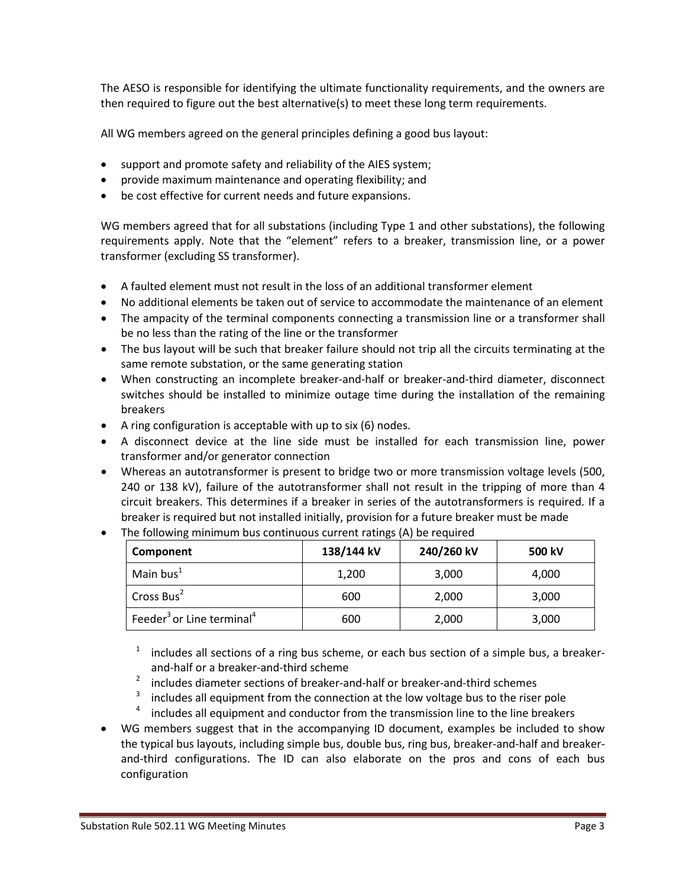The AESO is responsible for identifying the ultimate functionality requirements, and the owners are then required to figure out the best alternative(s) to meet these long term requirements.

All WG members agreed on the general principles defining a good bus layout:

- support and promote safety and reliability of the AIES system;
- provide maximum maintenance and operating flexibility; and
- be cost effective for current needs and future expansions.

WG members agreed that for all substations (including Type 1 and other substations), the following requirements apply. Note that the "element" refers to a breaker, transmission line, or a power transformer (excluding SS transformer).

- A faulted element must not result in the loss of an additional transformer element
- No additional elements be taken out of service to accommodate the maintenance of an element
- The ampacity of the terminal components connecting a transmission line or a transformer shall be no less than the rating of the line or the transformer
- The bus layout will be such that breaker failure should not trip all the circuits terminating at the same remote substation, or the same generating station
- When constructing an incomplete breaker-and-half or breaker-and-third diameter, disconnect switches should be installed to minimize outage time during the installation of the remaining breakers
- A ring configuration is acceptable with up to six (6) nodes.
- A disconnect device at the line side must be installed for each transmission line, power transformer and/or generator connection
- Whereas an autotransformer is present to bridge two or more transmission voltage levels (500, 240 or 138 kV), failure of the autotransformer shall not result in the tripping of more than 4 circuit breakers. This determines if a breaker in series of the autotransformers is required. If a breaker is required but not installed initially, provision for a future breaker must be made
- The following minimum bus continuous current ratings (A) be required

| Component | 138/144 kV | 240/260 kV | 500 kV |
|---|---|---|---|
| Main bus[1] | 1,200 | 3,000 | 4,000 |
| Cross Bus[2] | 600 | 2,000 | 3,000 |
| Feeder[3] or Line terminal[4] | 600 | 2,000 | 3,000 |

[1] includes all sections of a ring bus scheme, or each bus section of a simple bus, a breaker-and-half or a breaker-and-third scheme
[2] includes diameter sections of breaker-and-half or breaker-and-third schemes
[3] includes all equipment from the connection at the low voltage bus to the riser pole
[4] includes all equipment and conductor from the transmission line to the line breakers

- WG members suggest that in the accompanying ID document, examples be included to show the typical bus layouts, including simple bus, double bus, ring bus, breaker-and-half and breaker-and-third configurations. The ID can also elaborate on the pros and cons of each bus configuration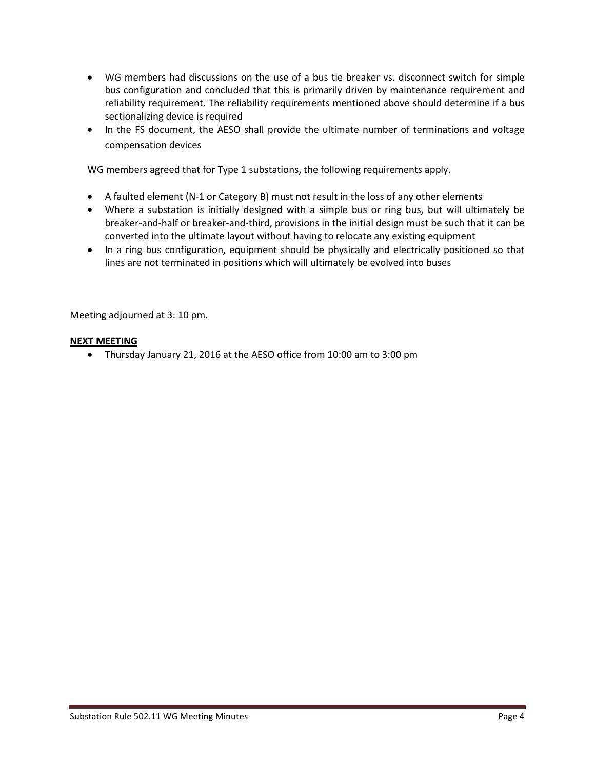- WG members had discussions on the use of a bus tie breaker vs. disconnect switch for simple bus configuration and concluded that this is primarily driven by maintenance requirement and reliability requirement. The reliability requirements mentioned above should determine if a bus sectionalizing device is required
- In the FS document, the AESO shall provide the ultimate number of terminations and voltage compensation devices

WG members agreed that for Type 1 substations, the following requirements apply.

- A faulted element (N-1 or Category B) must not result in the loss of any other elements
- Where a substation is initially designed with a simple bus or ring bus, but will ultimately be breaker-and-half or breaker-and-third, provisions in the initial design must be such that it can be converted into the ultimate layout without having to relocate any existing equipment
- In a ring bus configuration, equipment should be physically and electrically positioned so that lines are not terminated in positions which will ultimately be evolved into buses

Meeting adjourned at 3: 10 pm.

**NEXT MEETING**

- Thursday January 21, 2016 at the AESO office from 10:00 am to 3:00 pm